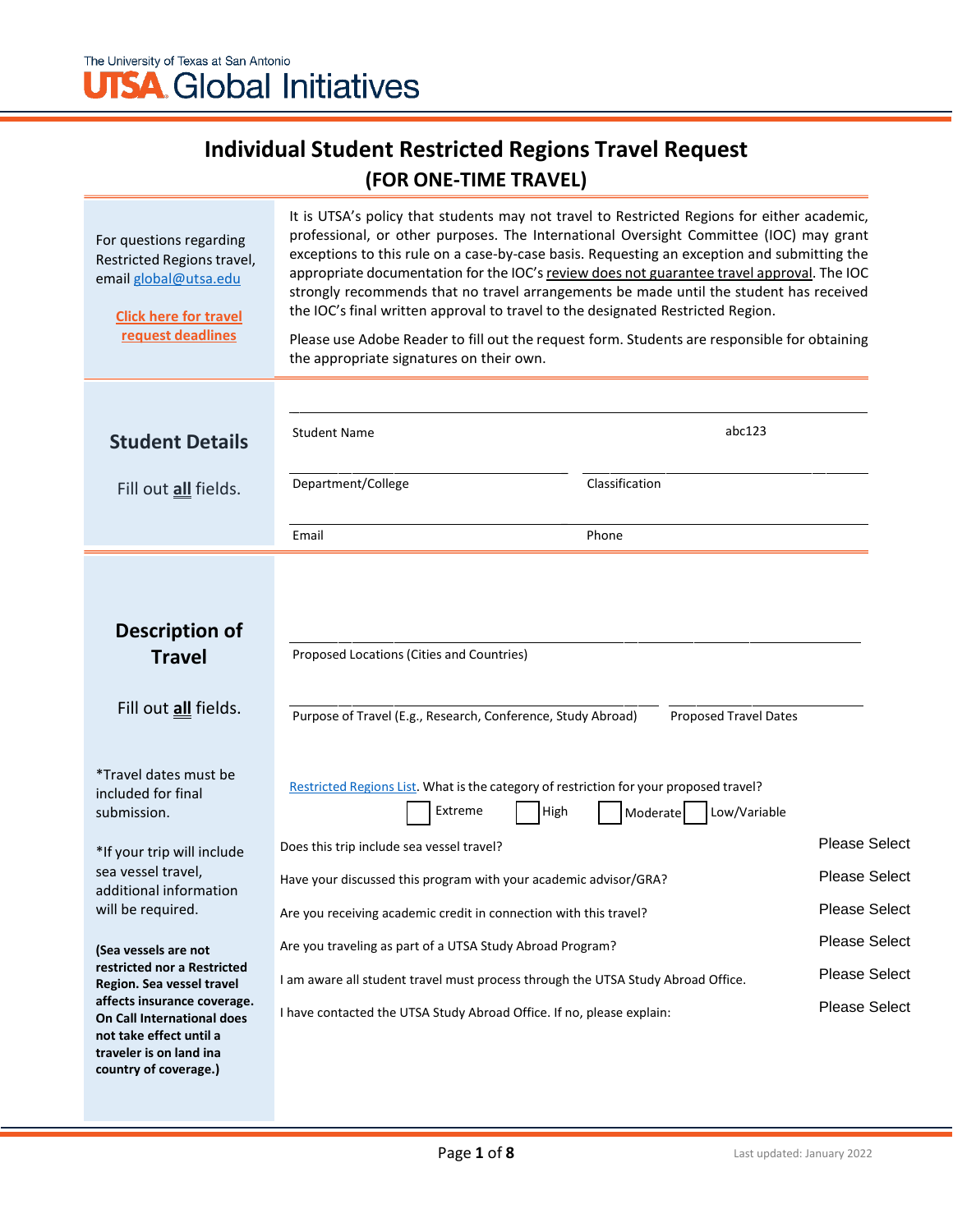The University of Texas at San Antonio
UTSA Global Initiatives

# Individual Student Restricted Regions Travel Request
## (FOR ONE-TIME TRAVEL)

For questions regarding Restricted Regions travel, email global@utsa.edu

**Click here for travel request deadlines**

It is UTSA's policy that students may not travel to Restricted Regions for either academic, professional, or other purposes. The International Oversight Committee (IOC) may grant exceptions to this rule on a case-by-case basis. Requesting an exception and submitting the appropriate documentation for the IOC's review does not guarantee travel approval. The IOC strongly recommends that no travel arrangements be made until the student has received the IOC's final written approval to travel to the designated Restricted Region.

Please use Adobe Reader to fill out the request form. Students are responsible for obtaining the appropriate signatures on their own.

### Student Details

Fill out **all** fields.

Student Name ____________________ abc123 ____________________

Department/College ____________________ Classification ____________________

Email ____________________ Phone ____________________

### Description of Travel

Fill out **all** fields.

*Travel dates must be included for final submission.

*If your trip will include sea vessel travel, additional information will be required.

**(Sea vessels are not restricted nor a Restricted Region. Sea vessel travel affects insurance coverage. On Call International does not take effect until a traveler is on land ina country of coverage.)**

Proposed Locations (Cities and Countries) ____________________

Purpose of Travel (E.g., Research, Conference, Study Abroad) ____________________ Proposed Travel Dates ____________________

Restricted Regions List. What is the category of restriction for your proposed travel?

☐ Extreme ☐ High ☐ Moderate ☐ Low/Variable

| | |
|---|---|
| Does this trip include sea vessel travel? | Please Select |
| Have your discussed this program with your academic advisor/GRA? | Please Select |
| Are you receiving academic credit in connection with this travel? | Please Select |
| Are you traveling as part of a UTSA Study Abroad Program? | Please Select |
| I am aware all student travel must process through the UTSA Study Abroad Office. | Please Select |
| I have contacted the UTSA Study Abroad Office. If no, please explain: | Please Select |

Last updated: January 2022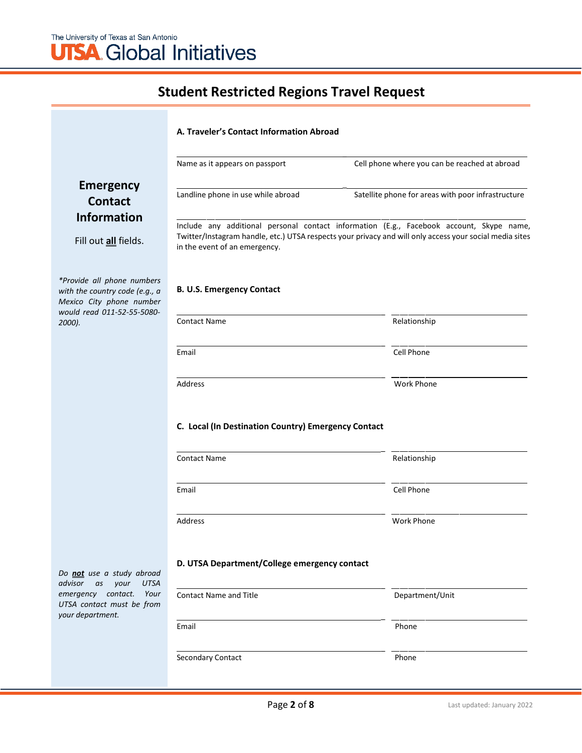# Student Restricted Regions Travel Request

## Emergency Contact Information

Fill out **all** fields.

*\*Provide all phone numbers with the country code (e.g., a Mexico City phone number would read 011-52-55-5080-2000).*

### A. Traveler's Contact Information Abroad

| Name as it appears on passport | Cell phone where you can be reached at abroad |
|---|---|
| Landline phone in use while abroad | Satellite phone for areas with poor infrastructure |

Include any additional personal contact information (E.g., Facebook account, Skype name, Twitter/Instagram handle, etc.) UTSA respects your privacy and will only access your social media sites in the event of an emergency.

### B. U.S. Emergency Contact

| Contact Name | Relationship |
|---|---|
| Email | Cell Phone |
| Address | Work Phone |

### C. Local (In Destination Country) Emergency Contact

| Contact Name | Relationship |
|---|---|
| Email | Cell Phone |
| Address | Work Phone |

### D. UTSA Department/College emergency contact

*Do **not** use a study abroad advisor as your UTSA emergency contact. Your UTSA contact must be from your department.*

| Contact Name and Title | Department/Unit |
|---|---|
| Email | Phone |
| Secondary Contact | Phone |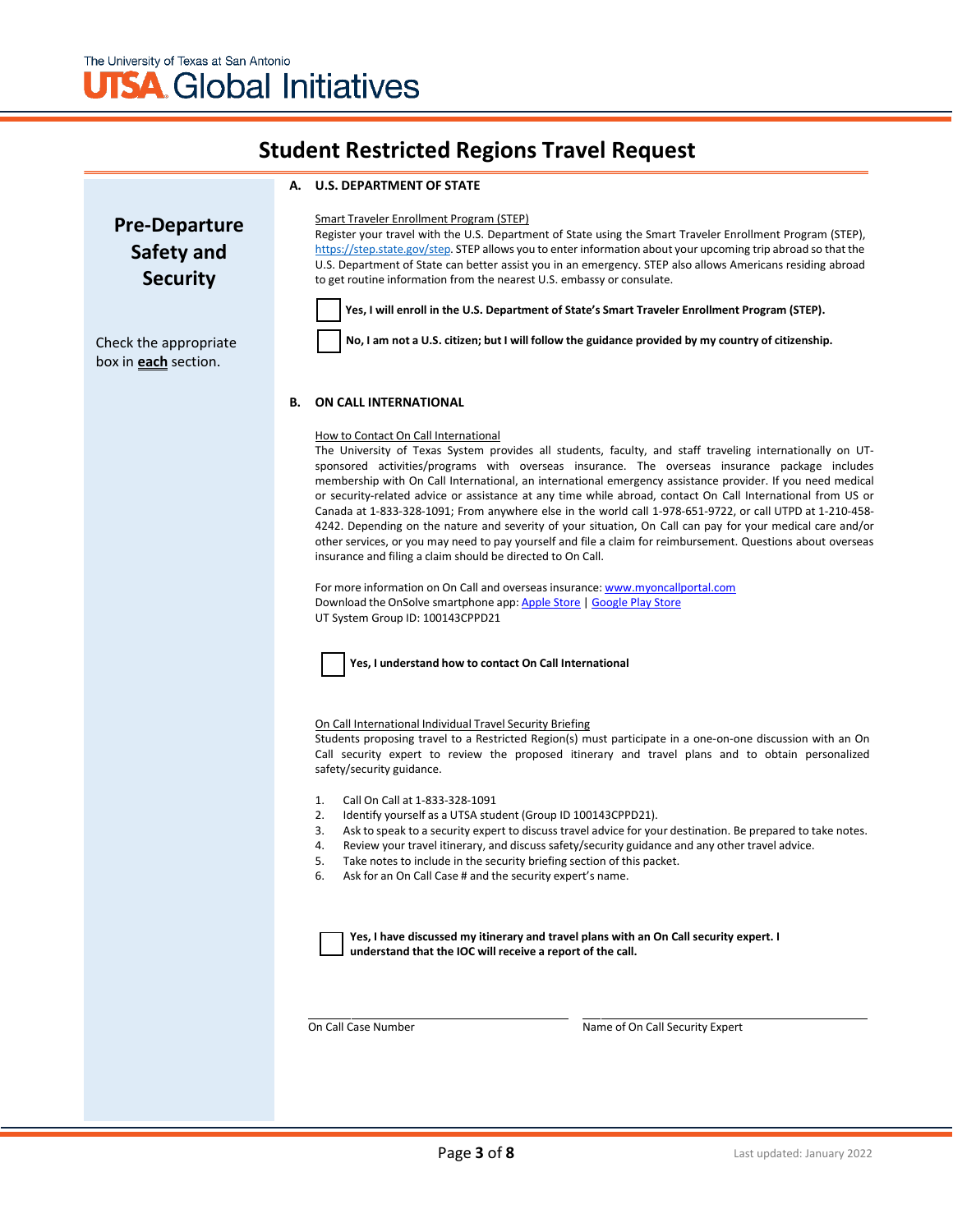# Student Restricted Regions Travel Request

## Pre-Departure Safety and Security

Check the appropriate box in **each** section.

### A. U.S. DEPARTMENT OF STATE

Smart Traveler Enrollment Program (STEP)

Register your travel with the U.S. Department of State using the Smart Traveler Enrollment Program (STEP), https://step.state.gov/step. STEP allows you to enter information about your upcoming trip abroad so that the U.S. Department of State can better assist you in an emergency. STEP also allows Americans residing abroad to get routine information from the nearest U.S. embassy or consulate.

☐ **Yes, I will enroll in the U.S. Department of State's Smart Traveler Enrollment Program (STEP).**

☐ **No, I am not a U.S. citizen; but I will follow the guidance provided by my country of citizenship.**

### B. ON CALL INTERNATIONAL

How to Contact On Call International

The University of Texas System provides all students, faculty, and staff traveling internationally on UT-sponsored activities/programs with overseas insurance. The overseas insurance package includes membership with On Call International, an international emergency assistance provider. If you need medical or security-related advice or assistance at any time while abroad, contact On Call International from US or Canada at 1-833-328-1091; From anywhere else in the world call 1-978-651-9722, or call UTPD at 1-210-458-4242. Depending on the nature and severity of your situation, On Call can pay for your medical care and/or other services, or you may need to pay yourself and file a claim for reimbursement. Questions about overseas insurance and filing a claim should be directed to On Call.

For more information on On Call and overseas insurance: www.myoncallportal.com
Download the OnSolve smartphone app: Apple Store | Google Play Store
UT System Group ID: 100143CPPD21

☐ **Yes, I understand how to contact On Call International**

On Call International Individual Travel Security Briefing

Students proposing travel to a Restricted Region(s) must participate in a one-on-one discussion with an On Call security expert to review the proposed itinerary and travel plans and to obtain personalized safety/security guidance.

1. Call On Call at 1-833-328-1091
2. Identify yourself as a UTSA student (Group ID 100143CPPD21).
3. Ask to speak to a security expert to discuss travel advice for your destination. Be prepared to take notes.
4. Review your travel itinerary, and discuss safety/security guidance and any other travel advice.
5. Take notes to include in the security briefing section of this packet.
6. Ask for an On Call Case # and the security expert's name.

☐ **Yes, I have discussed my itinerary and travel plans with an On Call security expert. I understand that the IOC will receive a report of the call.**

| ______________________________ | ______________________________ |
|---|---|
| On Call Case Number | Name of On Call Security Expert |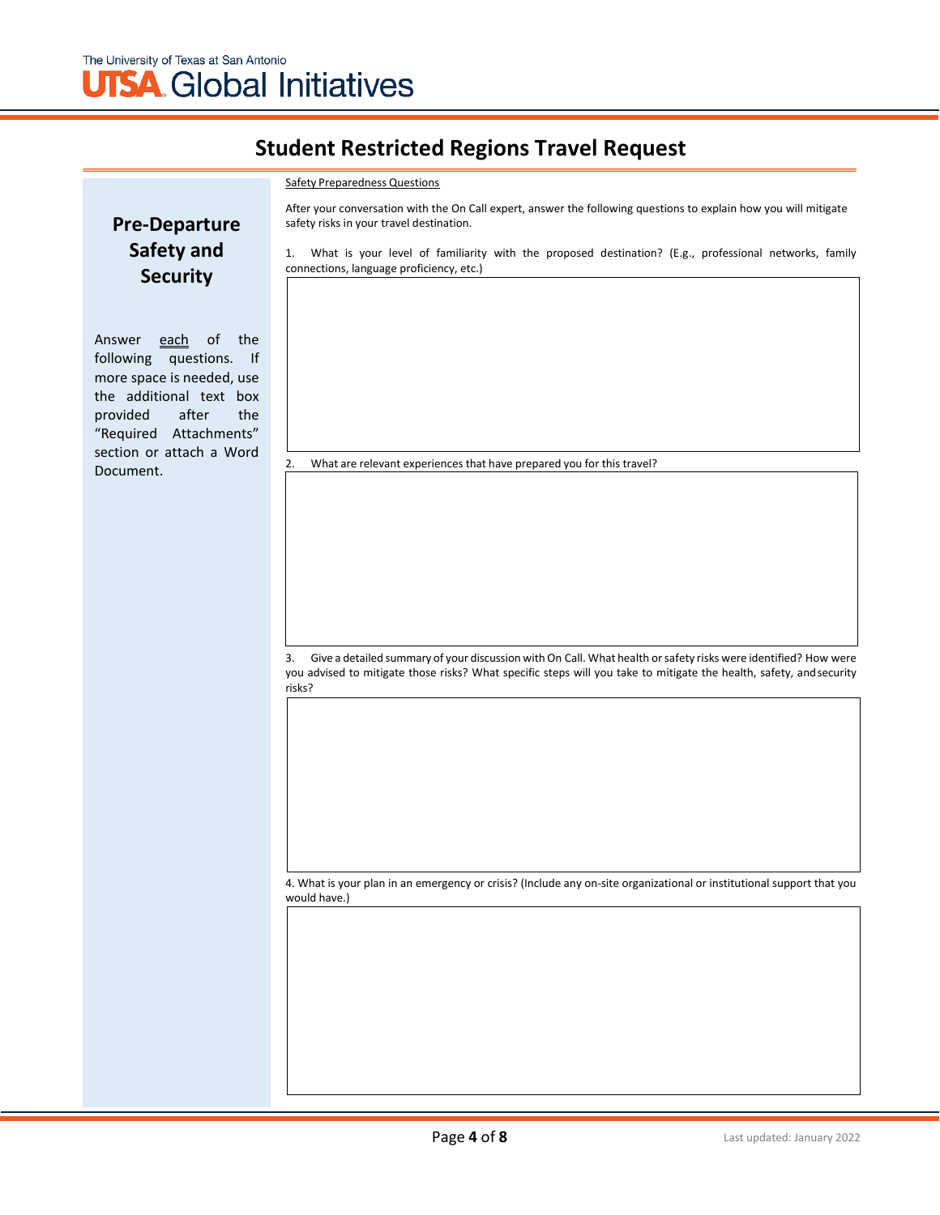# Student Restricted Regions Travel Request

## Pre-Departure Safety and Security

Answer each of the following questions. If more space is needed, use the additional text box provided after the "Required Attachments" section or attach a Word Document.

Safety Preparedness Questions

After your conversation with the On Call expert, answer the following questions to explain how you will mitigate safety risks in your travel destination.

1. What is your level of familiarity with the proposed destination? (E.g., professional networks, family connections, language proficiency, etc.)

2. What are relevant experiences that have prepared you for this travel?

3. Give a detailed summary of your discussion with On Call. What health or safety risks were identified? How were you advised to mitigate those risks? What specific steps will you take to mitigate the health, safety, and security risks?

4. What is your plan in an emergency or crisis? (Include any on-site organizational or institutional support that you would have.)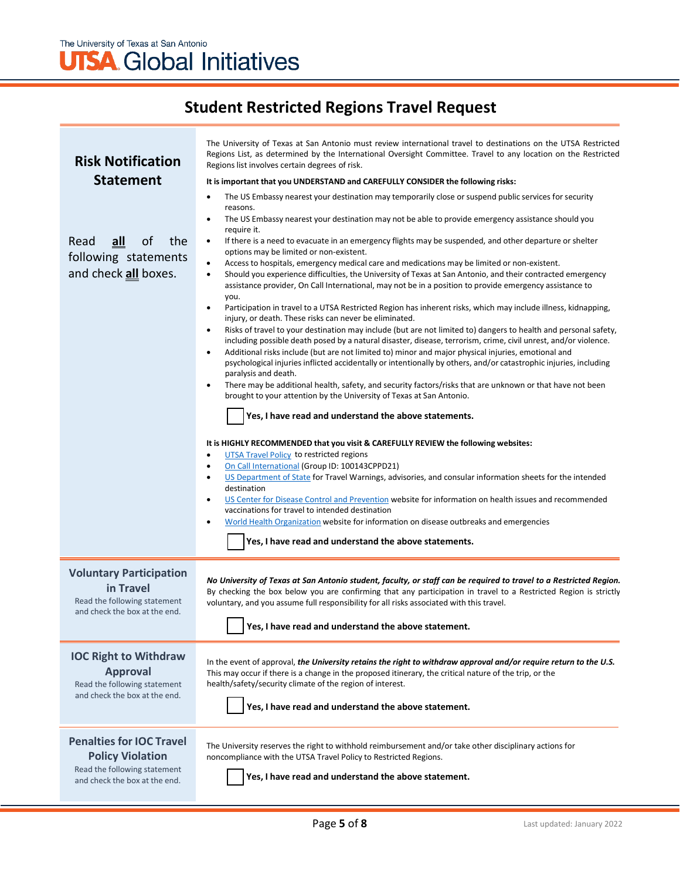# Student Restricted Regions Travel Request

## Risk Notification Statement

Read **all** of the following statements and check **all** boxes.

The University of Texas at San Antonio must review international travel to destinations on the UTSA Restricted Regions List, as determined by the International Oversight Committee. Travel to any location on the Restricted Regions list involves certain degrees of risk.

**It is important that you UNDERSTAND and CAREFULLY CONSIDER the following risks:**

- The US Embassy nearest your destination may temporarily close or suspend public services for security reasons.
- The US Embassy nearest your destination may not be able to provide emergency assistance should you require it.
- If there is a need to evacuate in an emergency flights may be suspended, and other departure or shelter options may be limited or non-existent.
- Access to hospitals, emergency medical care and medications may be limited or non-existent.
- Should you experience difficulties, the University of Texas at San Antonio, and their contracted emergency assistance provider, On Call International, may not be in a position to provide emergency assistance to you.
- Participation in travel to a UTSA Restricted Region has inherent risks, which may include illness, kidnapping, injury, or death. These risks can never be eliminated.
- Risks of travel to your destination may include (but are not limited to) dangers to health and personal safety, including possible death posed by a natural disaster, disease, terrorism, crime, civil unrest, and/or violence.
- Additional risks include (but are not limited to) minor and major physical injuries, emotional and psychological injuries inflicted accidentally or intentionally by others, and/or catastrophic injuries, including paralysis and death.
- There may be additional health, safety, and security factors/risks that are unknown or that have not been brought to your attention by the University of Texas at San Antonio.

☐ **Yes, I have read and understand the above statements.**

**It is HIGHLY RECOMMENDED that you visit & CAREFULLY REVIEW the following websites:**

- UTSA Travel Policy to restricted regions
- On Call International (Group ID: 100143CPPD21)
- US Department of State for Travel Warnings, advisories, and consular information sheets for the intended destination
- US Center for Disease Control and Prevention website for information on health issues and recommended vaccinations for travel to intended destination
- World Health Organization website for information on disease outbreaks and emergencies

☐ **Yes, I have read and understand the above statements.**

## Voluntary Participation in Travel

Read the following statement and check the box at the end.

***No University of Texas at San Antonio student, faculty, or staff can be required to travel to a Restricted Region.*** By checking the box below you are confirming that any participation in travel to a Restricted Region is strictly voluntary, and you assume full responsibility for all risks associated with this travel.

☐ **Yes, I have read and understand the above statement.**

## IOC Right to Withdraw Approval

Read the following statement and check the box at the end.

In the event of approval, ***the University retains the right to withdraw approval and/or require return to the U.S.*** This may occur if there is a change in the proposed itinerary, the critical nature of the trip, or the health/safety/security climate of the region of interest.

☐ **Yes, I have read and understand the above statement.**

## Penalties for IOC Travel Policy Violation

Read the following statement and check the box at the end.

The University reserves the right to withhold reimbursement and/or take other disciplinary actions for noncompliance with the UTSA Travel Policy to Restricted Regions.

☐ **Yes, I have read and understand the above statement.**

Last updated: January 2022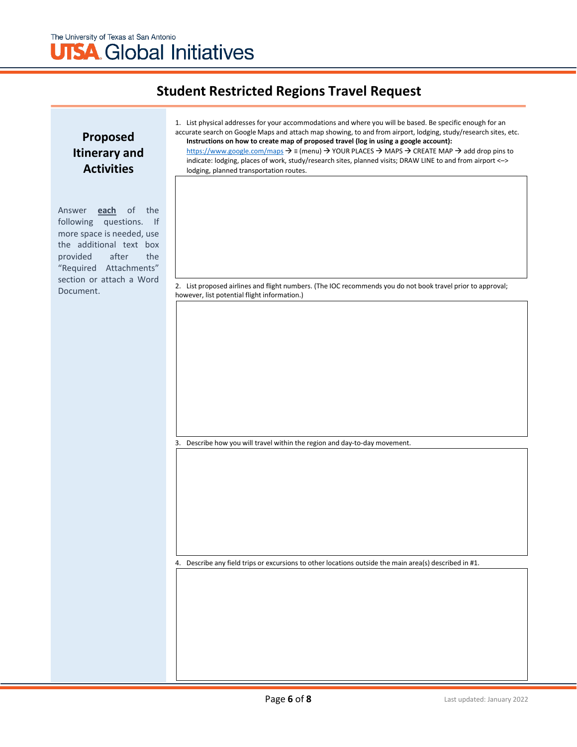## Student Restricted Regions Travel Request

### Proposed Itinerary and Activities

Answer **each** of the following questions. If more space is needed, use the additional text box provided after the "Required Attachments" section or attach a Word Document.

1. List physical addresses for your accommodations and where you will be based. Be specific enough for an accurate search on Google Maps and attach map showing, to and from airport, lodging, study/research sites, etc.
   **Instructions on how to create map of proposed travel (log in using a google account):**
   https://www.google.com/maps → ≡ (menu) → YOUR PLACES → MAPS → CREATE MAP → add drop pins to indicate: lodging, places of work, study/research sites, planned visits; DRAW LINE to and from airport <–> lodging, planned transportation routes.

2. List proposed airlines and flight numbers. (The IOC recommends you do not book travel prior to approval; however, list potential flight information.)

3. Describe how you will travel within the region and day-to-day movement.

4. Describe any field trips or excursions to other locations outside the main area(s) described in #1.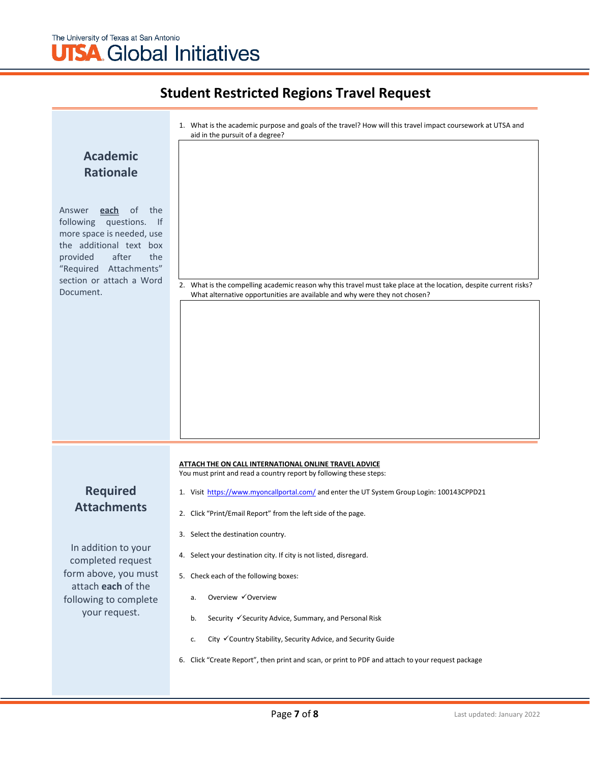The University of Texas at San Antonio
UTSA Global Initiatives

# Student Restricted Regions Travel Request

## Academic Rationale

Answer **each** of the following questions. If more space is needed, use the additional text box provided after the "Required Attachments" section or attach a Word Document.

1. What is the academic purpose and goals of the travel? How will this travel impact coursework at UTSA and aid in the pursuit of a degree?

2. What is the compelling academic reason why this travel must take place at the location, despite current risks? What alternative opportunities are available and why were they not chosen?

## Required Attachments

In addition to your completed request form above, you must attach **each** of the following to complete your request.

**ATTACH THE ON CALL INTERNATIONAL ONLINE TRAVEL ADVICE**

You must print and read a country report by following these steps:

1. Visit https://www.myoncallportal.com/ and enter the UT System Group Login: 100143CPPD21
2. Click "Print/Email Report" from the left side of the page.
3. Select the destination country.
4. Select your destination city. If city is not listed, disregard.
5. Check each of the following boxes:
   a. Overview ✓Overview
   b. Security ✓Security Advice, Summary, and Personal Risk
   c. City ✓Country Stability, Security Advice, and Security Guide
6. Click "Create Report", then print and scan, or print to PDF and attach to your request package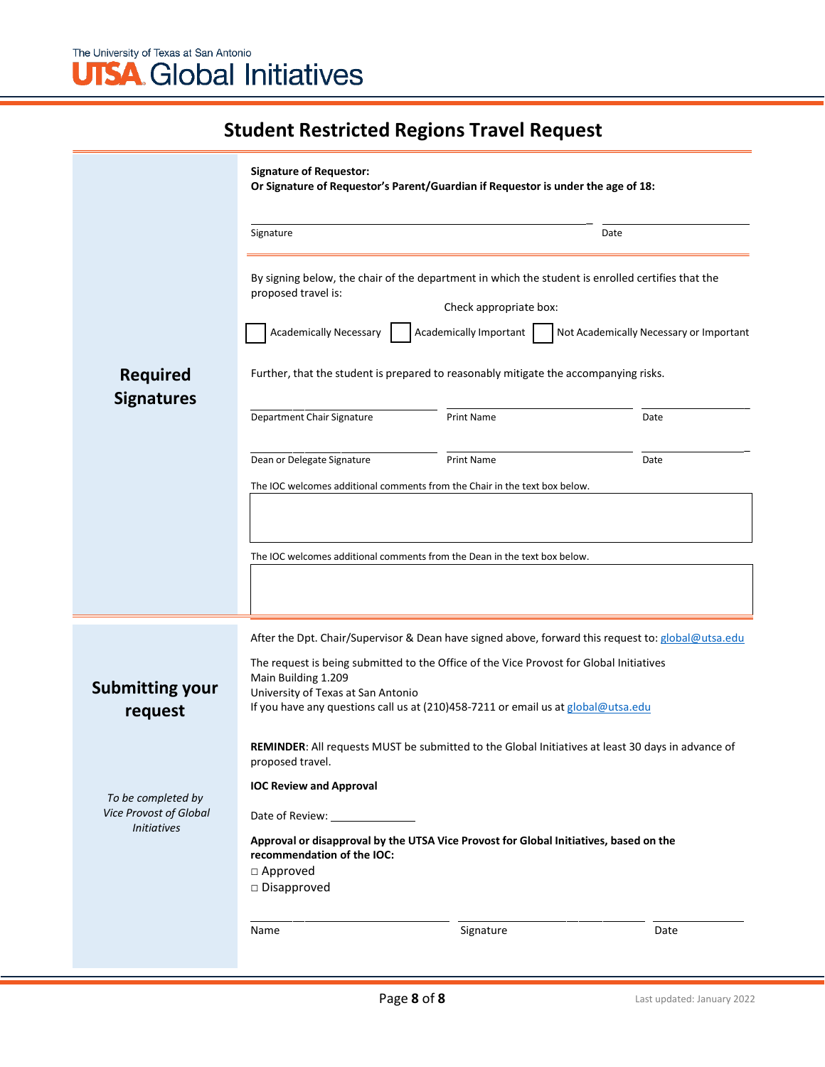The University of Texas at San Antonio
UTSA Global Initiatives

# Student Restricted Regions Travel Request

## Required Signatures

**Signature of Requestor:**
**Or Signature of Requestor's Parent/Guardian if Requestor is under the age of 18:**

_______________________________________ _______________
Signature Date

By signing below, the chair of the department in which the student is enrolled certifies that the proposed travel is:

Check appropriate box:

☐ Academically Necessary ☐ Academically Important ☐ Not Academically Necessary or Important

Further, that the student is prepared to reasonably mitigate the accompanying risks.

_______________________ _______________________ _______________
Department Chair Signature Print Name Date

_______________________ _______________________ _______________
Dean or Delegate Signature Print Name Date

The IOC welcomes additional comments from the Chair in the text box below.

| |
|---|
| |

The IOC welcomes additional comments from the Dean in the text box below.

| |
|---|
| |

## Submitting your request

After the Dpt. Chair/Supervisor & Dean have signed above, forward this request to: global@utsa.edu

The request is being submitted to the Office of the Vice Provost for Global Initiatives
Main Building 1.209
University of Texas at San Antonio
If you have any questions call us at (210)458-7211 or email us at global@utsa.edu

**REMINDER**: All requests MUST be submitted to the Global Initiatives at least 30 days in advance of proposed travel.

*To be completed by Vice Provost of Global Initiatives*

**IOC Review and Approval**

Date of Review: _______________

**Approval or disapproval by the UTSA Vice Provost for Global Initiatives, based on the recommendation of the IOC:**

□ Approved
□ Disapproved

_______________________ _______________________ _______________
Name Signature Date

Last updated: January 2022